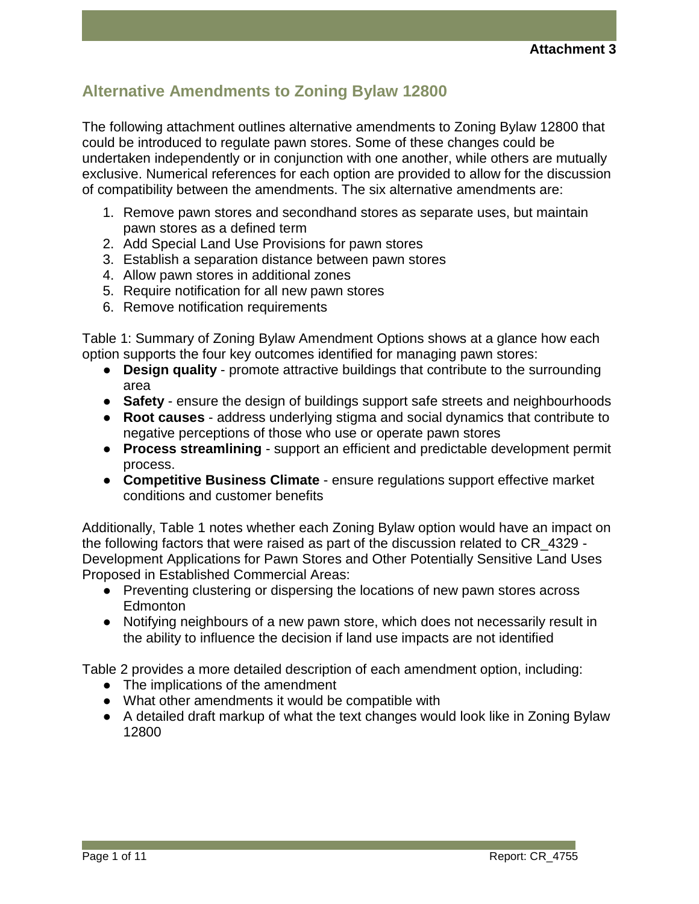Attachment 3

## Alternative Amendments to Zoning Bylaw 12800

The following attachment outlines alternative amendments to Zoning Bylaw 12800 that could be introduced to regulate pawn stores. Some of these changes could be undertaken independently or in conjunction with one another, while others are mutually exclusive. Numerical references for each option are provided to allow for the discussion of compatibility between the amendments. The six alternative amendments are:

1. Remove pawn stores and secondhand stores as separate uses, but maintain pawn stores as a defined term
2. Add Special Land Use Provisions for pawn stores
3. Establish a separation distance between pawn stores
4. Allow pawn stores in additional zones
5. Require notification for all new pawn stores
6. Remove notification requirements

Table 1: Summary of Zoning Bylaw Amendment Options shows at a glance how each option supports the four key outcomes identified for managing pawn stores:

- **Design quality** - promote attractive buildings that contribute to the surrounding area
- **Safety** - ensure the design of buildings support safe streets and neighbourhoods
- **Root causes** - address underlying stigma and social dynamics that contribute to negative perceptions of those who use or operate pawn stores
- **Process streamlining** - support an efficient and predictable development permit process.
- **Competitive Business Climate** - ensure regulations support effective market conditions and customer benefits

Additionally, Table 1 notes whether each Zoning Bylaw option would have an impact on the following factors that were raised as part of the discussion related to CR_4329 - Development Applications for Pawn Stores and Other Potentially Sensitive Land Uses Proposed in Established Commercial Areas:

- Preventing clustering or dispersing the locations of new pawn stores across Edmonton
- Notifying neighbours of a new pawn store, which does not necessarily result in the ability to influence the decision if land use impacts are not identified

Table 2 provides a more detailed description of each amendment option, including:

- The implications of the amendment
- What other amendments it would be compatible with
- A detailed draft markup of what the text changes would look like in Zoning Bylaw 12800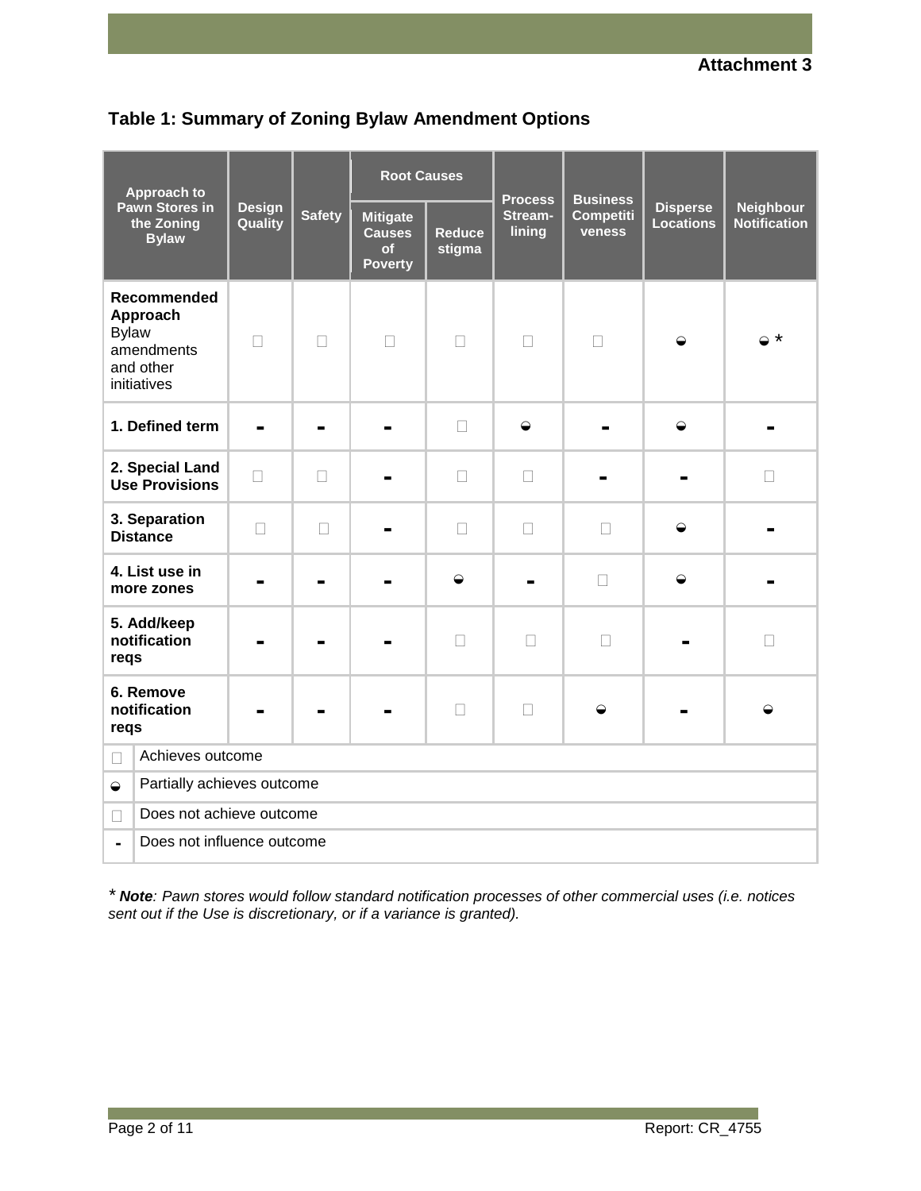**Attachment 3**

## Table 1: Summary of Zoning Bylaw Amendment Options

| Approach to Pawn Stores in the Zoning Bylaw | Design Quality | Safety | Root Causes | | Process Stream-lining | Business Competitiveness | Disperse Locations | Neighbour Notification |
|---|---|---|---|---|---|---|---|---|
| | | | Mitigate Causes of Poverty | Reduce stigma | | | | |
| **Recommended Approach** Bylaw amendments and other initiatives | □ | □ | □ | □ | □ | □ | ◒ | ◒ * |
| **1. Defined term** | - | - | - | □ | ◒ | - | ◒ | - |
| **2. Special Land Use Provisions** | □ | □ | - | □ | □ | - | - | □ |
| **3. Separation Distance** | □ | □ | - | □ | □ | □ | ◒ | - |
| **4. List use in more zones** | - | - | - | ◒ | - | □ | ◒ | - |
| **5. Add/keep notification reqs** | - | - | - | □ | □ | □ | - | □ |
| **6. Remove notification reqs** | - | - | - | □ | □ | ◒ | - | ◒ |

| Symbol | Meaning |
|---|---|
| □ | Achieves outcome |
| ◒ | Partially achieves outcome |
| □ | Does not achieve outcome |
| - | Does not influence outcome |

\* ***Note**: Pawn stores would follow standard notification processes of other commercial uses (i.e. notices sent out if the Use is discretionary, or if a variance is granted).*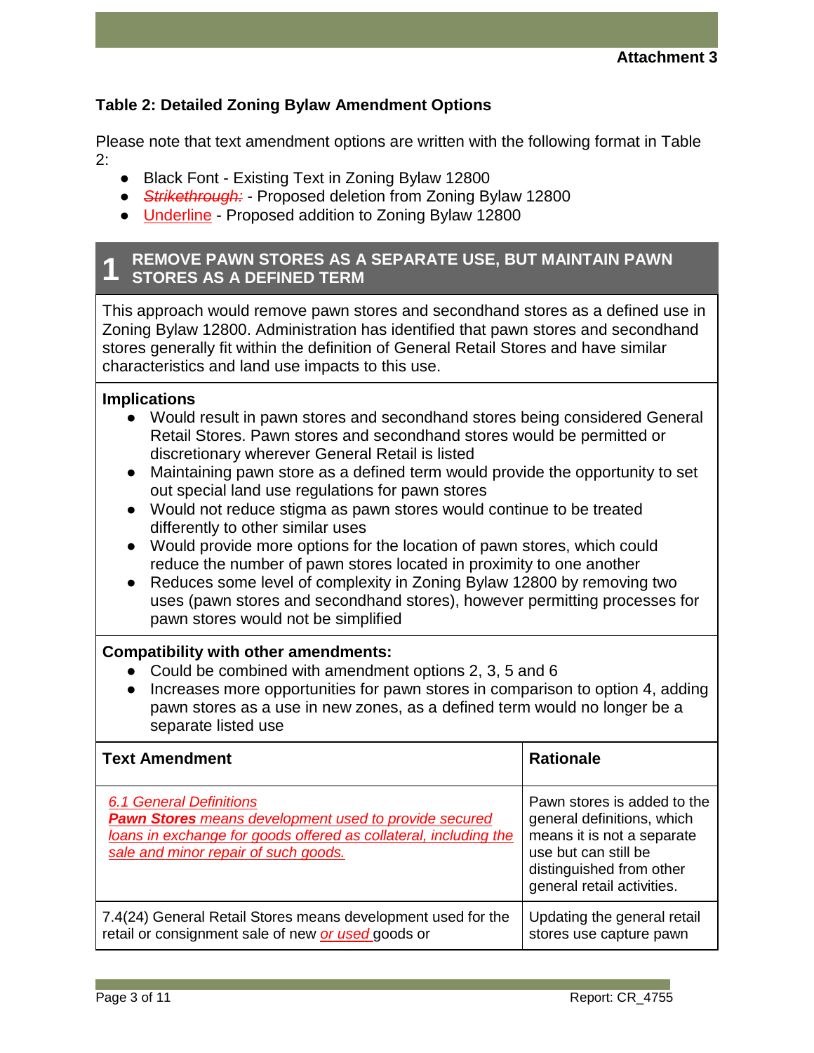Attachment 3

### Table 2: Detailed Zoning Bylaw Amendment Options

Please note that text amendment options are written with the following format in Table 2:

- Black Font - Existing Text in Zoning Bylaw 12800
- ~~*Strikethrough:*~~ - Proposed deletion from Zoning Bylaw 12800
- <u>Underline</u> - Proposed addition to Zoning Bylaw 12800

## 1 REMOVE PAWN STORES AS A SEPARATE USE, BUT MAINTAIN PAWN STORES AS A DEFINED TERM

This approach would remove pawn stores and secondhand stores as a defined use in Zoning Bylaw 12800. Administration has identified that pawn stores and secondhand stores generally fit within the definition of General Retail Stores and have similar characteristics and land use impacts to this use.

**Implications**

- Would result in pawn stores and secondhand stores being considered General Retail Stores. Pawn stores and secondhand stores would be permitted or discretionary wherever General Retail is listed
- Maintaining pawn store as a defined term would provide the opportunity to set out special land use regulations for pawn stores
- Would not reduce stigma as pawn stores would continue to be treated differently to other similar uses
- Would provide more options for the location of pawn stores, which could reduce the number of pawn stores located in proximity to one another
- Reduces some level of complexity in Zoning Bylaw 12800 by removing two uses (pawn stores and secondhand stores), however permitting processes for pawn stores would not be simplified

**Compatibility with other amendments:**

- Could be combined with amendment options 2, 3, 5 and 6
- Increases more opportunities for pawn stores in comparison to option 4, adding pawn stores as a use in new zones, as a defined term would no longer be a separate listed use

| Text Amendment | Rationale |
|---|---|
| <u>*6.1 General Definitions*</u><br><u>***Pawn Stores*** *means development used to provide secured loans in exchange for goods offered as collateral, including the sale and minor repair of such goods.*</u> | Pawn stores is added to the general definitions, which means it is not a separate use but can still be distinguished from other general retail activities. |
| 7.4(24) General Retail Stores means development used for the retail or consignment sale of new <u>*or used*</u> goods or | Updating the general retail stores use capture pawn |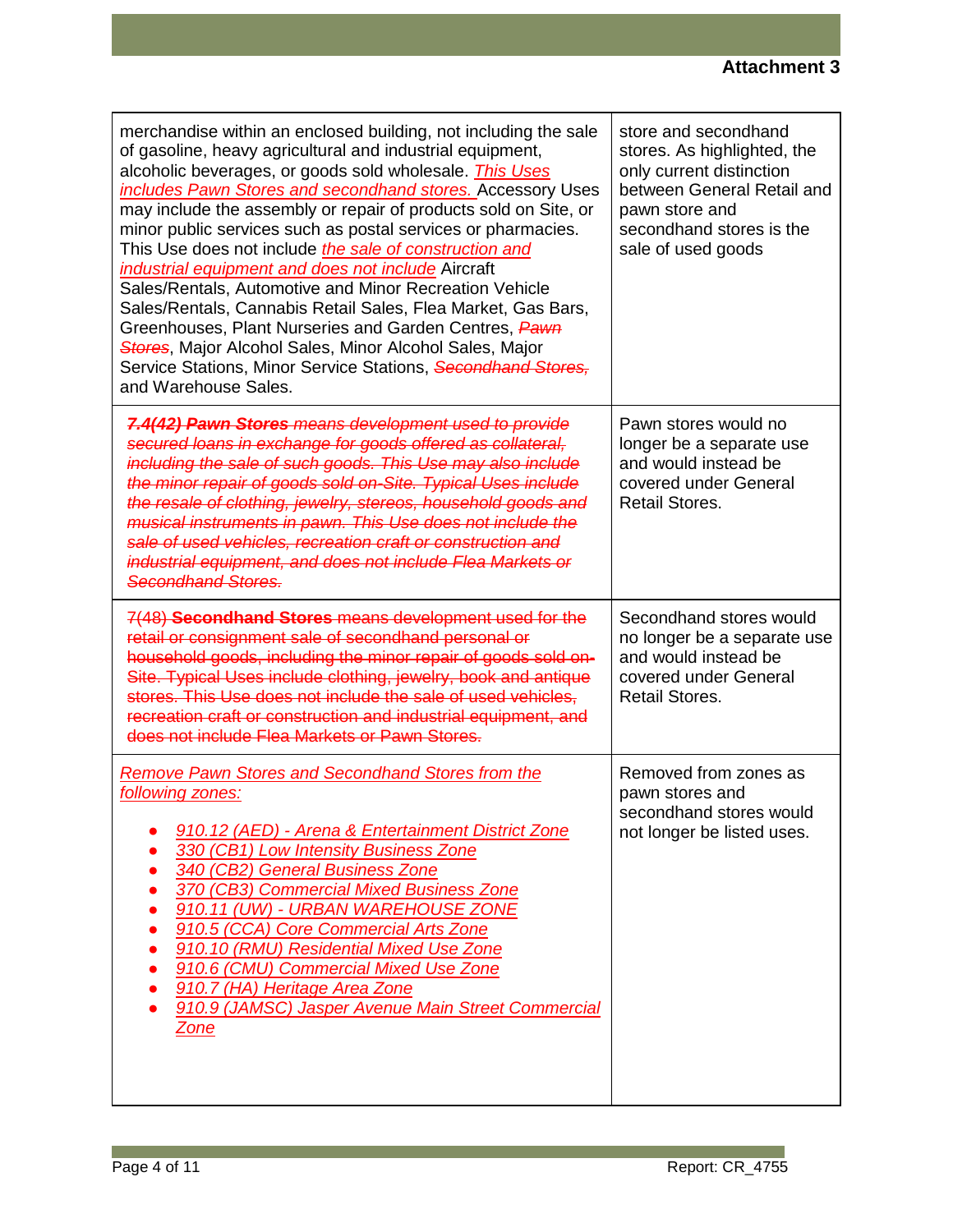**Attachment 3**

| | |
|---|---|
| merchandise within an enclosed building, not including the sale of gasoline, heavy agricultural and industrial equipment, alcoholic beverages, or goods sold wholesale. <u>*This Uses includes Pawn Stores and secondhand stores.*</u> Accessory Uses may include the assembly or repair of products sold on Site, or minor public services such as postal services or pharmacies. This Use does not include <u>*the sale of construction and industrial equipment and does not include*</u> Aircraft Sales/Rentals, Automotive and Minor Recreation Vehicle Sales/Rentals, Cannabis Retail Sales, Flea Market, Gas Bars, Greenhouses, Plant Nurseries and Garden Centres, ~~*Pawn Stores*~~, Major Alcohol Sales, Minor Alcohol Sales, Major Service Stations, Minor Service Stations, ~~*Secondhand Stores,*~~ and Warehouse Sales. | store and secondhand stores. As highlighted, the only current distinction between General Retail and pawn store and secondhand stores is the sale of used goods |
| ~~***7.4(42) Pawn Stores** means development used to provide secured loans in exchange for goods offered as collateral, including the sale of such goods. This Use may also include the minor repair of goods sold on-Site. Typical Uses include the resale of clothing, jewelry, stereos, household goods and musical instruments in pawn. This Use does not include the sale of used vehicles, recreation craft or construction and industrial equipment, and does not include Flea Markets or Secondhand Stores.*~~ | Pawn stores would no longer be a separate use and would instead be covered under General Retail Stores. |
| ~~7(48) **Secondhand Stores** means development used for the retail or consignment sale of secondhand personal or household goods, including the minor repair of goods sold on-Site. Typical Uses include clothing, jewelry, book and antique stores. This Use does not include the sale of used vehicles, recreation craft or construction and industrial equipment, and does not include Flea Markets or Pawn Stores.~~ | Secondhand stores would no longer be a separate use and would instead be covered under General Retail Stores. |
| <u>*Remove Pawn Stores and Secondhand Stores from the following zones:*</u><br>• <u>*910.12 (AED) - Arena & Entertainment District Zone*</u><br>• <u>*330 (CB1) Low Intensity Business Zone*</u><br>• <u>*340 (CB2) General Business Zone*</u><br>• <u>*370 (CB3) Commercial Mixed Business Zone*</u><br>• <u>*910.11 (UW) - URBAN WAREHOUSE ZONE*</u><br>• <u>*910.5 (CCA) Core Commercial Arts Zone*</u><br>• <u>*910.10 (RMU) Residential Mixed Use Zone*</u><br>• <u>*910.6 (CMU) Commercial Mixed Use Zone*</u><br>• <u>*910.7 (HA) Heritage Area Zone*</u><br>• <u>*910.9 (JAMSC) Jasper Avenue Main Street Commercial Zone*</u> | Removed from zones as pawn stores and secondhand stores would not longer be listed uses. |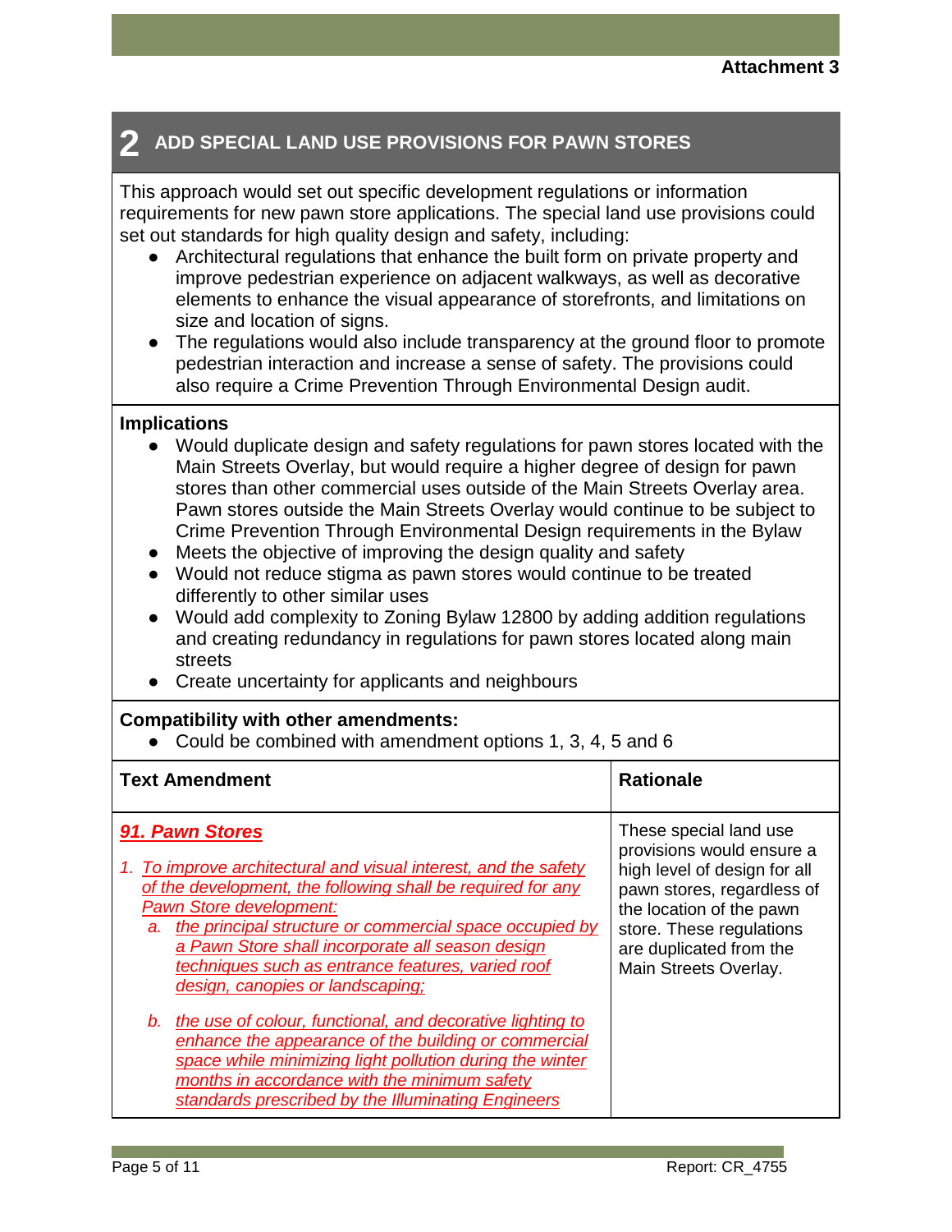## 2 ADD SPECIAL LAND USE PROVISIONS FOR PAWN STORES

This approach would set out specific development regulations or information requirements for new pawn store applications. The special land use provisions could set out standards for high quality design and safety, including:

- Architectural regulations that enhance the built form on private property and improve pedestrian experience on adjacent walkways, as well as decorative elements to enhance the visual appearance of storefronts, and limitations on size and location of signs.
- The regulations would also include transparency at the ground floor to promote pedestrian interaction and increase a sense of safety. The provisions could also require a Crime Prevention Through Environmental Design audit.

**Implications**

- Would duplicate design and safety regulations for pawn stores located with the Main Streets Overlay, but would require a higher degree of design for pawn stores than other commercial uses outside of the Main Streets Overlay area. Pawn stores outside the Main Streets Overlay would continue to be subject to Crime Prevention Through Environmental Design requirements in the Bylaw
- Meets the objective of improving the design quality and safety
- Would not reduce stigma as pawn stores would continue to be treated differently to other similar uses
- Would add complexity to Zoning Bylaw 12800 by adding addition regulations and creating redundancy in regulations for pawn stores located along main streets
- Create uncertainty for applicants and neighbours

**Compatibility with other amendments:**

- Could be combined with amendment options 1, 3, 4, 5 and 6

| Text Amendment | Rationale |
|---|---|
| ***91. Pawn Stores***<br><br>1. *To improve architectural and visual interest, and the safety of the development, the following shall be required for any Pawn Store development:*<br>&nbsp;&nbsp;a. *the principal structure or commercial space occupied by a Pawn Store shall incorporate all season design techniques such as entrance features, varied roof design, canopies or landscaping;*<br>&nbsp;&nbsp;b. *the use of colour, functional, and decorative lighting to enhance the appearance of the building or commercial space while minimizing light pollution during the winter months in accordance with the minimum safety standards prescribed by the Illuminating Engineers* | These special land use provisions would ensure a high level of design for all pawn stores, regardless of the location of the pawn store. These regulations are duplicated from the Main Streets Overlay. |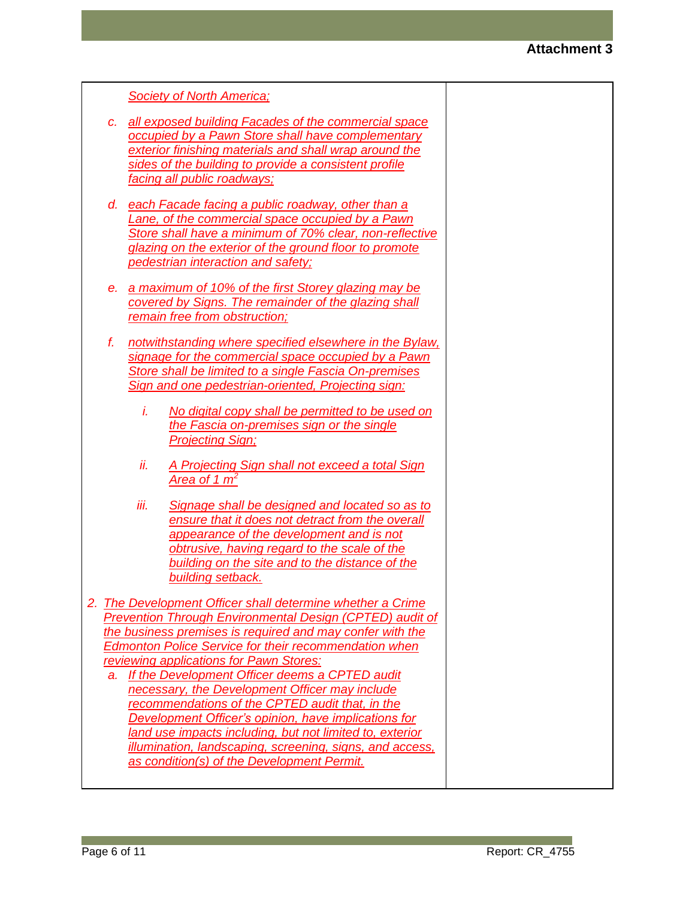"Attachment 3" is a running header — omit.

| | |
|---|---|
| Society of North America;<br><br>c. all exposed building Facades of the commercial space occupied by a Pawn Store shall have complementary exterior finishing materials and shall wrap around the sides of the building to provide a consistent profile facing all public roadways;<br><br>d. each Facade facing a public roadway, other than a Lane, of the commercial space occupied by a Pawn Store shall have a minimum of 70% clear, non-reflective glazing on the exterior of the ground floor to promote pedestrian interaction and safety;<br><br>e. a maximum of 10% of the first Storey glazing may be covered by Signs. The remainder of the glazing shall remain free from obstruction;<br><br>f. notwithstanding where specified elsewhere in the Bylaw, signage for the commercial space occupied by a Pawn Store shall be limited to a single Fascia On-premises Sign and one pedestrian-oriented, Projecting sign:<br><br>i. No digital copy shall be permitted to be used on the Fascia on-premises sign or the single Projecting Sign;<br><br>ii. A Projecting Sign shall not exceed a total Sign Area of 1 $m^2$<br><br>iii. Signage shall be designed and located so as to ensure that it does not detract from the overall appearance of the development and is not obtrusive, having regard to the scale of the building on the site and to the distance of the building setback.<br><br>2. The Development Officer shall determine whether a Crime Prevention Through Environmental Design (CPTED) audit of the business premises is required and may confer with the Edmonton Police Service for their recommendation when reviewing applications for Pawn Stores:<br><br>a. If the Development Officer deems a CPTED audit necessary, the Development Officer may include recommendations of the CPTED audit that, in the Development Officer's opinion, have implications for land use impacts including, but not limited to, exterior illumination, landscaping, screening, signs, and access, as condition(s) of the Development Permit. | |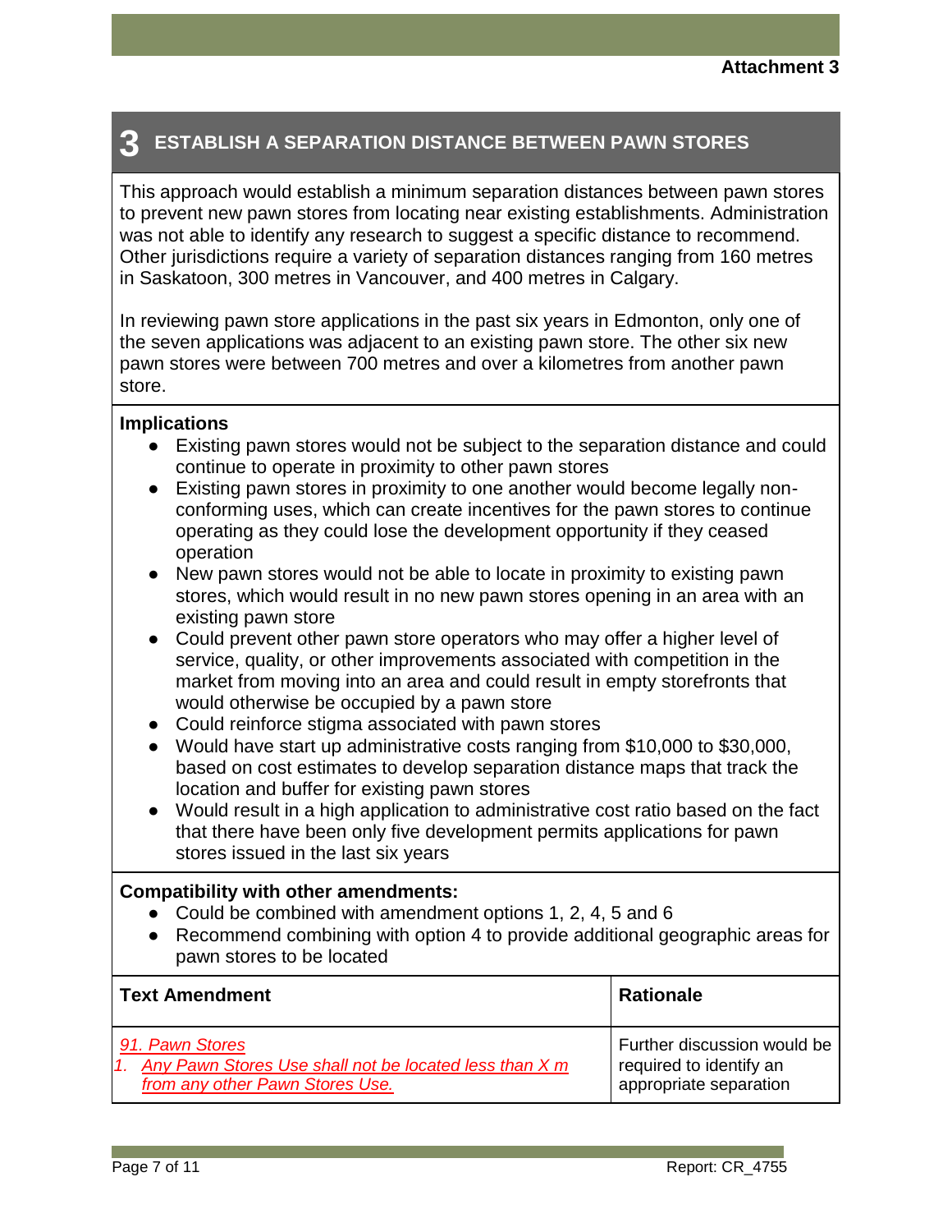Attachment 3

## 3 ESTABLISH A SEPARATION DISTANCE BETWEEN PAWN STORES

This approach would establish a minimum separation distances between pawn stores to prevent new pawn stores from locating near existing establishments. Administration was not able to identify any research to suggest a specific distance to recommend. Other jurisdictions require a variety of separation distances ranging from 160 metres in Saskatoon, 300 metres in Vancouver, and 400 metres in Calgary.

In reviewing pawn store applications in the past six years in Edmonton, only one of the seven applications was adjacent to an existing pawn store. The other six new pawn stores were between 700 metres and over a kilometres from another pawn store.

**Implications**

- Existing pawn stores would not be subject to the separation distance and could continue to operate in proximity to other pawn stores
- Existing pawn stores in proximity to one another would become legally non-conforming uses, which can create incentives for the pawn stores to continue operating as they could lose the development opportunity if they ceased operation
- New pawn stores would not be able to locate in proximity to existing pawn stores, which would result in no new pawn stores opening in an area with an existing pawn store
- Could prevent other pawn store operators who may offer a higher level of service, quality, or other improvements associated with competition in the market from moving into an area and could result in empty storefronts that would otherwise be occupied by a pawn store
- Could reinforce stigma associated with pawn stores
- Would have start up administrative costs ranging from $10,000 to $30,000, based on cost estimates to develop separation distance maps that track the location and buffer for existing pawn stores
- Would result in a high application to administrative cost ratio based on the fact that there have been only five development permits applications for pawn stores issued in the last six years

**Compatibility with other amendments:**

- Could be combined with amendment options 1, 2, 4, 5 and 6
- Recommend combining with option 4 to provide additional geographic areas for pawn stores to be located

| Text Amendment | Rationale |
| --- | --- |
| *91. Pawn Stores*<br>*1. Any Pawn Stores Use shall not be located less than X m from any other Pawn Stores Use.* | Further discussion would be required to identify an appropriate separation |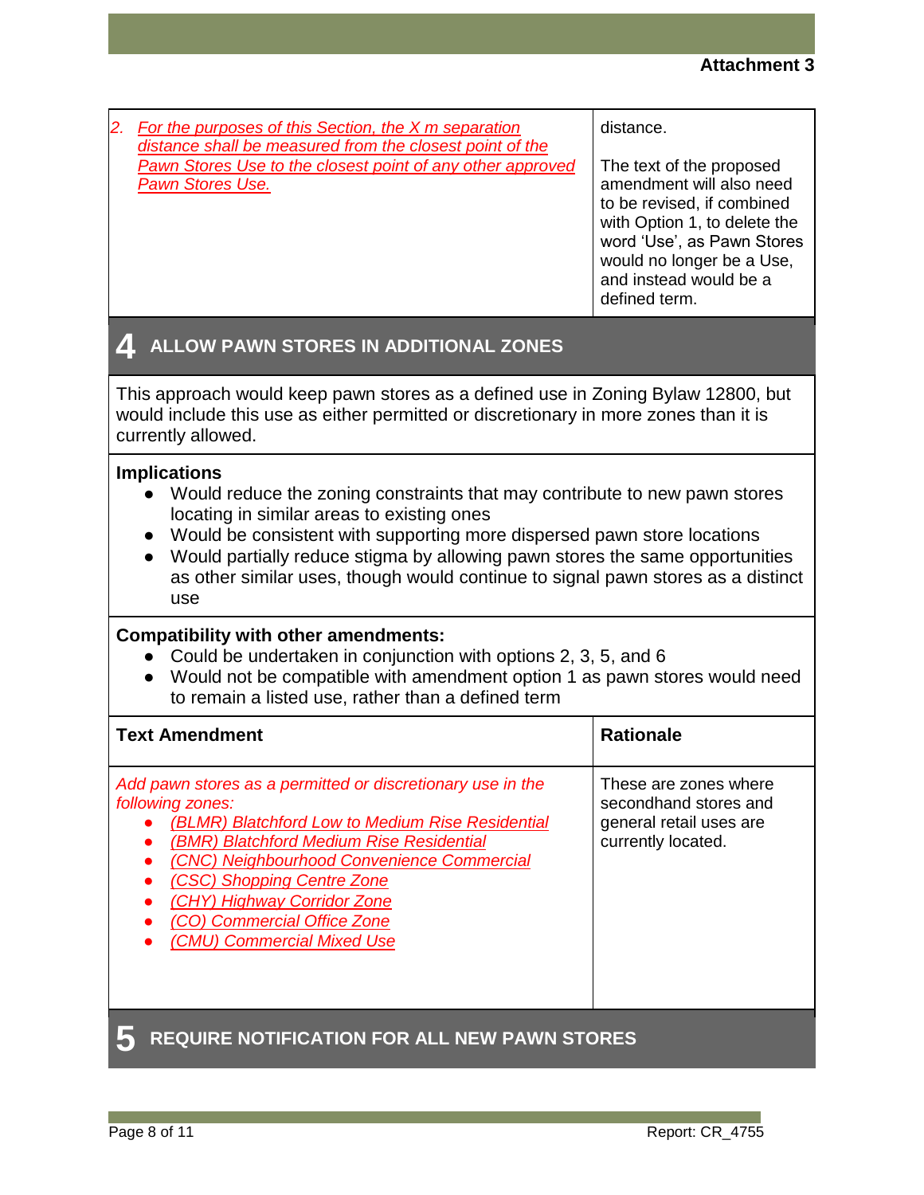Attachment 3

| | |
|---|---|
| 2. *For the purposes of this Section, the X m separation distance shall be measured from the closest point of the Pawn Stores Use to the closest point of any other approved Pawn Stores Use.* | distance.<br><br>The text of the proposed amendment will also need to be revised, if combined with Option 1, to delete the word 'Use', as Pawn Stores would no longer be a Use, and instead would be a defined term. |

## 4 ALLOW PAWN STORES IN ADDITIONAL ZONES

This approach would keep pawn stores as a defined use in Zoning Bylaw 12800, but would include this use as either permitted or discretionary in more zones than it is currently allowed.

**Implications**

- Would reduce the zoning constraints that may contribute to new pawn stores locating in similar areas to existing ones
- Would be consistent with supporting more dispersed pawn store locations
- Would partially reduce stigma by allowing pawn stores the same opportunities as other similar uses, though would continue to signal pawn stores as a distinct use

**Compatibility with other amendments:**

- Could be undertaken in conjunction with options 2, 3, 5, and 6
- Would not be compatible with amendment option 1 as pawn stores would need to remain a listed use, rather than a defined term

| Text Amendment | Rationale |
|---|---|
| *Add pawn stores as a permitted or discretionary use in the following zones:*<br>• *(BLMR) Blatchford Low to Medium Rise Residential*<br>• *(BMR) Blatchford Medium Rise Residential*<br>• *(CNC) Neighbourhood Convenience Commercial*<br>• *(CSC) Shopping Centre Zone*<br>• *(CHY) Highway Corridor Zone*<br>• *(CO) Commercial Office Zone*<br>• *(CMU) Commercial Mixed Use* | These are zones where secondhand stores and general retail uses are currently located. |

## 5 REQUIRE NOTIFICATION FOR ALL NEW PAWN STORES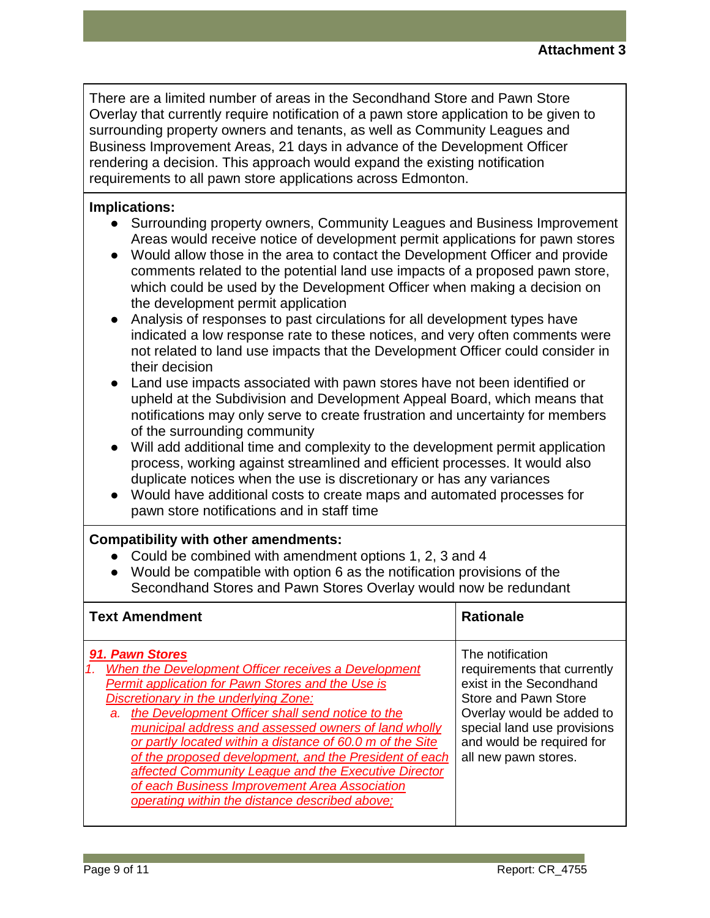**Attachment 3**

There are a limited number of areas in the Secondhand Store and Pawn Store Overlay that currently require notification of a pawn store application to be given to surrounding property owners and tenants, as well as Community Leagues and Business Improvement Areas, 21 days in advance of the Development Officer rendering a decision. This approach would expand the existing notification requirements to all pawn store applications across Edmonton.

**Implications:**

- Surrounding property owners, Community Leagues and Business Improvement Areas would receive notice of development permit applications for pawn stores
- Would allow those in the area to contact the Development Officer and provide comments related to the potential land use impacts of a proposed pawn store, which could be used by the Development Officer when making a decision on the development permit application
- Analysis of responses to past circulations for all development types have indicated a low response rate to these notices, and very often comments were not related to land use impacts that the Development Officer could consider in their decision
- Land use impacts associated with pawn stores have not been identified or upheld at the Subdivision and Development Appeal Board, which means that notifications may only serve to create frustration and uncertainty for members of the surrounding community
- Will add additional time and complexity to the development permit application process, working against streamlined and efficient processes. It would also duplicate notices when the use is discretionary or has any variances
- Would have additional costs to create maps and automated processes for pawn store notifications and in staff time

**Compatibility with other amendments:**

- Could be combined with amendment options 1, 2, 3 and 4
- Would be compatible with option 6 as the notification provisions of the Secondhand Stores and Pawn Stores Overlay would now be redundant

| Text Amendment | Rationale |
|---|---|
| ***91. Pawn Stores***<br>*1. When the Development Officer receives a Development Permit application for Pawn Stores and the Use is Discretionary in the underlying Zone:*<br>*a. the Development Officer shall send notice to the municipal address and assessed owners of land wholly or partly located within a distance of 60.0 m of the Site of the proposed development, and the President of each affected Community League and the Executive Director of each Business Improvement Area Association operating within the distance described above;* | The notification requirements that currently exist in the Secondhand Store and Pawn Store Overlay would be added to special land use provisions and would be required for all new pawn stores. |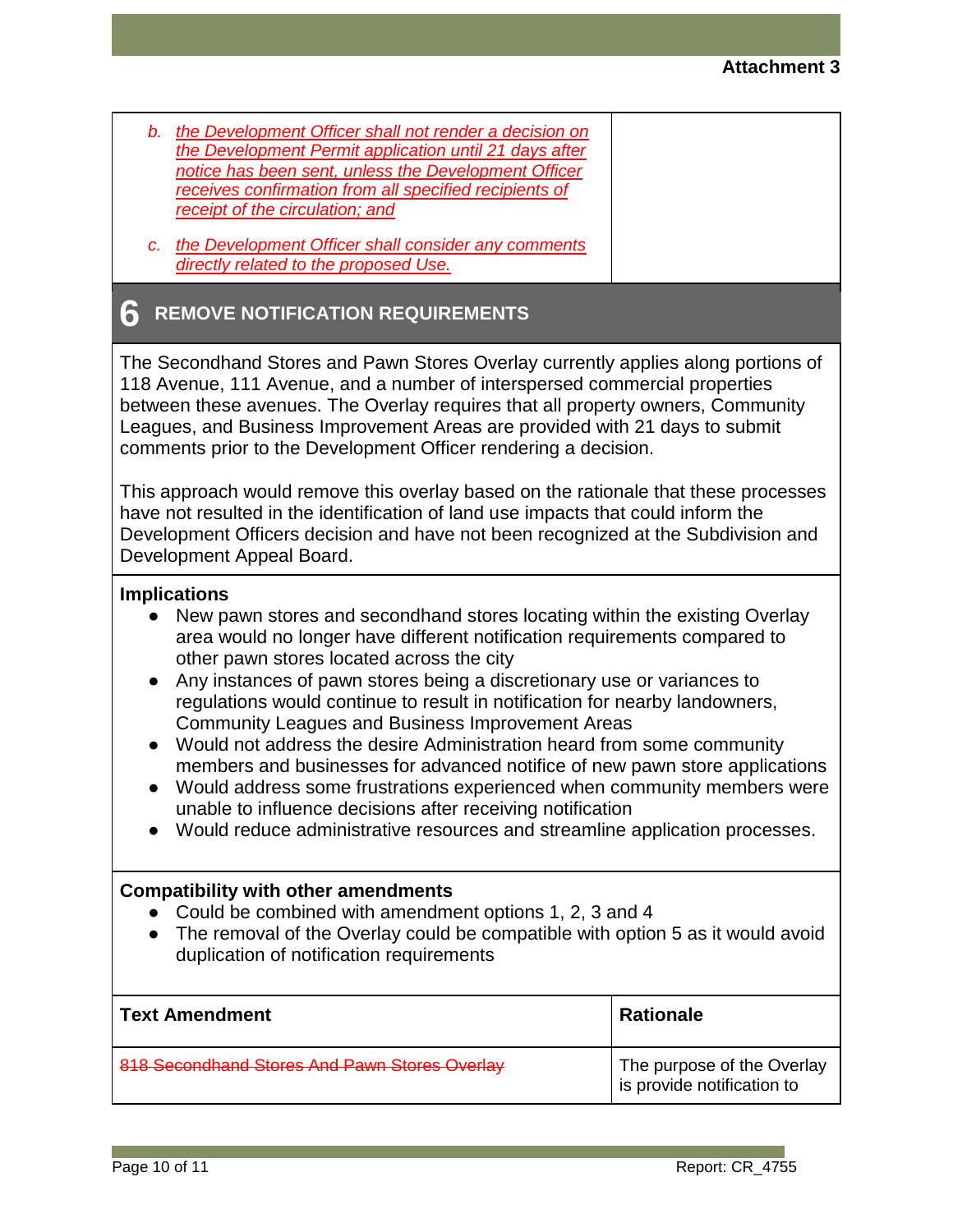|  |  |
|---|---|
| b. *the Development Officer shall not render a decision on the Development Permit application until 21 days after notice has been sent, unless the Development Officer receives confirmation from all specified recipients of receipt of the circulation; and*<br><br>c. *the Development Officer shall consider any comments directly related to the proposed Use.* |  |

## 6 REMOVE NOTIFICATION REQUIREMENTS

The Secondhand Stores and Pawn Stores Overlay currently applies along portions of 118 Avenue, 111 Avenue, and a number of interspersed commercial properties between these avenues. The Overlay requires that all property owners, Community Leagues, and Business Improvement Areas are provided with 21 days to submit comments prior to the Development Officer rendering a decision.

This approach would remove this overlay based on the rationale that these processes have not resulted in the identification of land use impacts that could inform the Development Officers decision and have not been recognized at the Subdivision and Development Appeal Board.

**Implications**

- New pawn stores and secondhand stores locating within the existing Overlay area would no longer have different notification requirements compared to other pawn stores located across the city
- Any instances of pawn stores being a discretionary use or variances to regulations would continue to result in notification for nearby landowners, Community Leagues and Business Improvement Areas
- Would not address the desire Administration heard from some community members and businesses for advanced notifice of new pawn store applications
- Would address some frustrations experienced when community members were unable to influence decisions after receiving notification
- Would reduce administrative resources and streamline application processes.

**Compatibility with other amendments**

- Could be combined with amendment options 1, 2, 3 and 4
- The removal of the Overlay could be compatible with option 5 as it would avoid duplication of notification requirements

| Text Amendment | Rationale |
|---|---|
| ~~818 Secondhand Stores And Pawn Stores Overlay~~ | The purpose of the Overlay is provide notification to |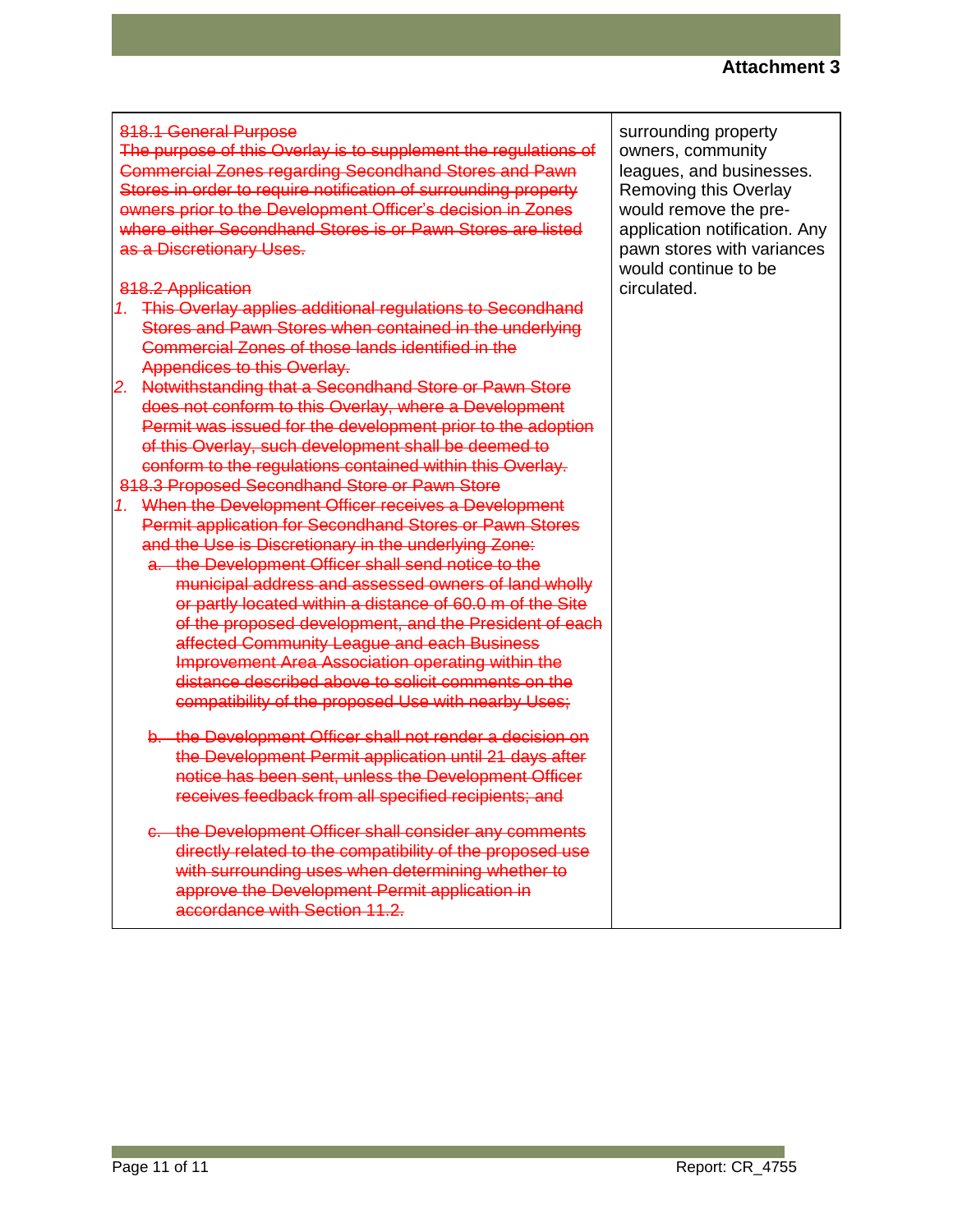**Attachment 3**

| | |
|---|---|
| ~~818.1 General Purpose~~<br>~~The purpose of this Overlay is to supplement the regulations of Commercial Zones regarding Secondhand Stores and Pawn Stores in order to require notification of surrounding property owners prior to the Development Officer's decision in Zones where either Secondhand Stores is or Pawn Stores are listed as a Discretionary Uses.~~<br><br>~~818.2 Application~~<br>1. ~~This Overlay applies additional regulations to Secondhand Stores and Pawn Stores when contained in the underlying Commercial Zones of those lands identified in the Appendices to this Overlay.~~<br>2. ~~Notwithstanding that a Secondhand Store or Pawn Store does not conform to this Overlay, where a Development Permit was issued for the development prior to the adoption of this Overlay, such development shall be deemed to conform to the regulations contained within this Overlay.~~<br><br>~~818.3 Proposed Secondhand Store or Pawn Store~~<br>1. ~~When the Development Officer receives a Development Permit application for Secondhand Stores or Pawn Stores and the Use is Discretionary in the underlying Zone:~~<br>a. ~~the Development Officer shall send notice to the municipal address and assessed owners of land wholly or partly located within a distance of 60.0 m of the Site of the proposed development, and the President of each affected Community League and each Business Improvement Area Association operating within the distance described above to solicit comments on the compatibility of the proposed Use with nearby Uses;~~<br>b. ~~the Development Officer shall not render a decision on the Development Permit application until 21 days after notice has been sent, unless the Development Officer receives feedback from all specified recipients; and~~<br>c. ~~the Development Officer shall consider any comments directly related to the compatibility of the proposed use with surrounding uses when determining whether to approve the Development Permit application in accordance with Section 11.2.~~ | surrounding property owners, community leagues, and businesses. Removing this Overlay would remove the pre-application notification. Any pawn stores with variances would continue to be circulated. |